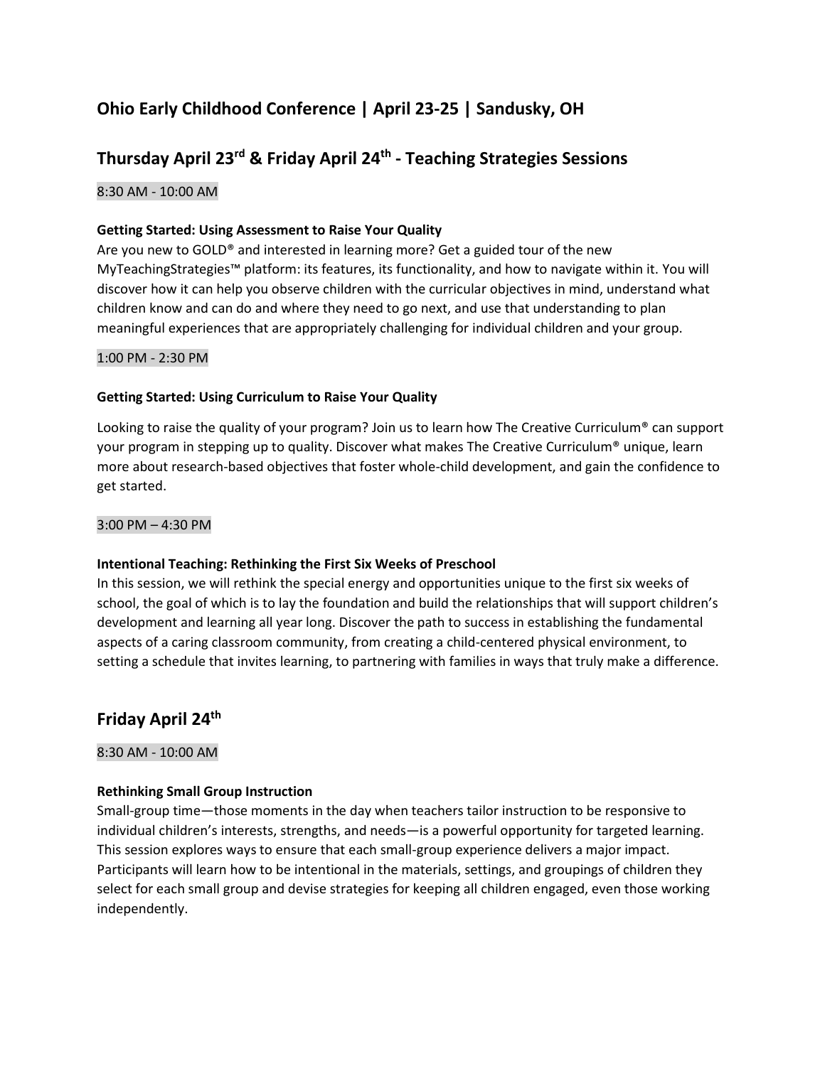## Ohio Early Childhood Conference | April 23-25 | Sandusky, OH

## Thursday April 23rd & Friday April 24th - Teaching Strategies Sessions

8:30 AM - 10:00 AM

**Getting Started: Using Assessment to Raise Your Quality**

Are you new to GOLD® and interested in learning more? Get a guided tour of the new MyTeachingStrategies™ platform: its features, its functionality, and how to navigate within it. You will discover how it can help you observe children with the curricular objectives in mind, understand what children know and can do and where they need to go next, and use that understanding to plan meaningful experiences that are appropriately challenging for individual children and your group.

1:00 PM - 2:30 PM

**Getting Started: Using Curriculum to Raise Your Quality**

Looking to raise the quality of your program? Join us to learn how The Creative Curriculum® can support your program in stepping up to quality. Discover what makes The Creative Curriculum® unique, learn more about research-based objectives that foster whole-child development, and gain the confidence to get started.

3:00 PM – 4:30 PM

**Intentional Teaching: Rethinking the First Six Weeks of Preschool**

In this session, we will rethink the special energy and opportunities unique to the first six weeks of school, the goal of which is to lay the foundation and build the relationships that will support children's development and learning all year long. Discover the path to success in establishing the fundamental aspects of a caring classroom community, from creating a child-centered physical environment, to setting a schedule that invites learning, to partnering with families in ways that truly make a difference.

## Friday April 24th

8:30 AM - 10:00 AM

**Rethinking Small Group Instruction**

Small-group time—those moments in the day when teachers tailor instruction to be responsive to individual children's interests, strengths, and needs—is a powerful opportunity for targeted learning. This session explores ways to ensure that each small-group experience delivers a major impact. Participants will learn how to be intentional in the materials, settings, and groupings of children they select for each small group and devise strategies for keeping all children engaged, even those working independently.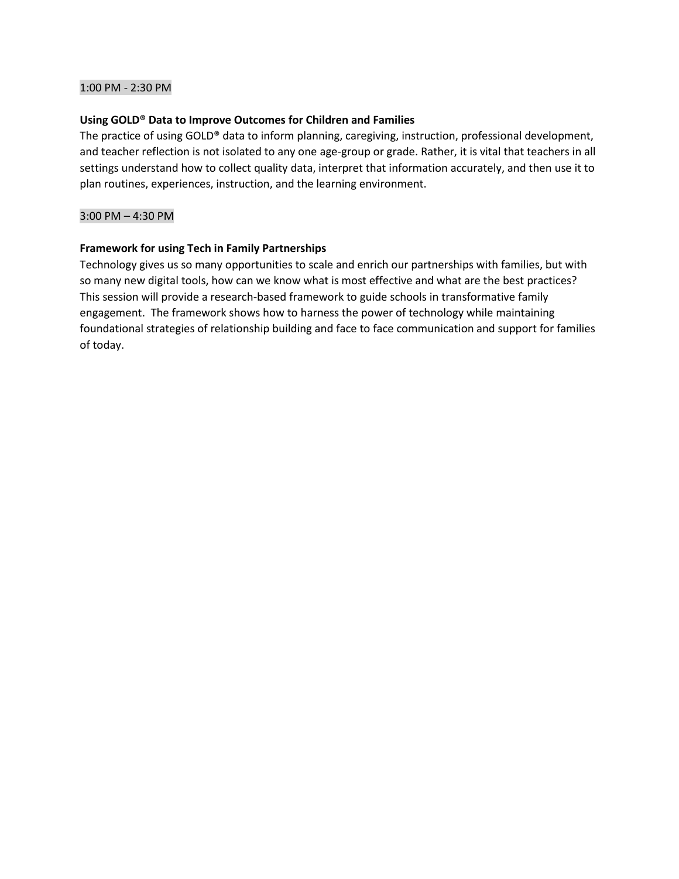1:00 PM - 2:30 PM

**Using GOLD® Data to Improve Outcomes for Children and Families**

The practice of using GOLD® data to inform planning, caregiving, instruction, professional development, and teacher reflection is not isolated to any one age-group or grade. Rather, it is vital that teachers in all settings understand how to collect quality data, interpret that information accurately, and then use it to plan routines, experiences, instruction, and the learning environment.

3:00 PM – 4:30 PM

**Framework for using Tech in Family Partnerships**

Technology gives us so many opportunities to scale and enrich our partnerships with families, but with so many new digital tools, how can we know what is most effective and what are the best practices? This session will provide a research-based framework to guide schools in transformative family engagement. The framework shows how to harness the power of technology while maintaining foundational strategies of relationship building and face to face communication and support for families of today.